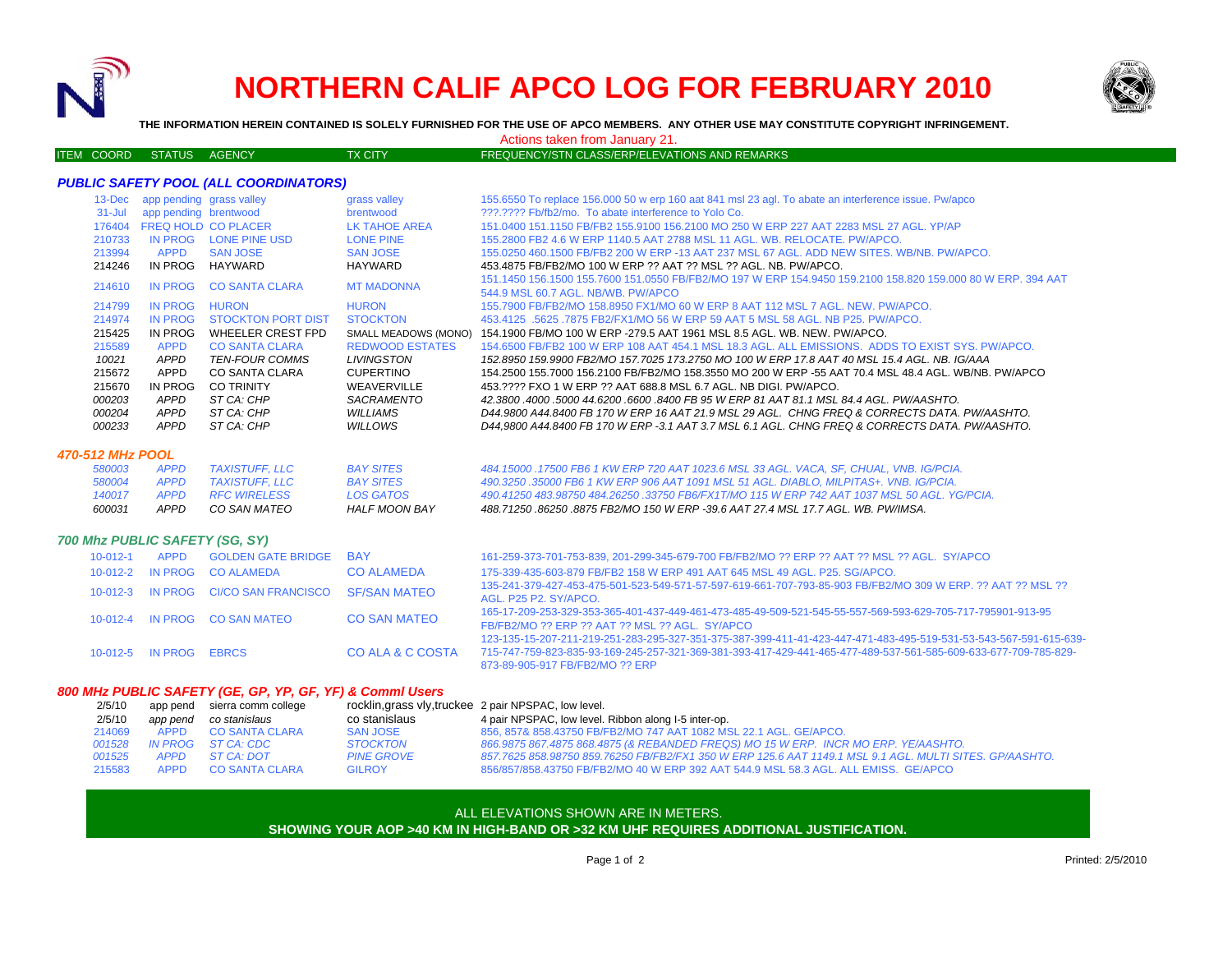# NORTHERN CALIF APCO LOG FOR FEBRUARY 2010

**THE INFORMATION HEREIN CONTAINED IS SOLELY FURNISHED FOR THE USE OF APCO MEMBERS. ANY OTHER USE MAY CONSTITUTE COPYRIGHT INFRINGEMENT.**

Actions taken from January 21.

| ITEM COORD | STATUS | AGENCY | TX CITY | FREQUENCY/STN CLASS/ERP/ELEVATIONS AND REMARKS |
|---|---|---|---|---|
| ***PUBLIC SAFETY POOL (ALL COORDINATORS)*** | | | | |
| 13-Dec | app pending | grass valley | grass valley | 155.6550 To replace 156.000 50 w erp 160 aat 841 msl 23 agl. To abate an interference issue. Pw/apco |
| 31-Jul | app pending | brentwood | brentwood | ???.???? Fb/fb2/mo. To abate interference to Yolo Co. |
| 176404 | FREQ HOLD | CO PLACER | LK TAHOE AREA | 151.0400 151.1150 FB/FB2 155.9100 156.2100 MO 250 W ERP 227 AAT 2283 MSL 27 AGL. YP/AP |
| 210733 | IN PROG | LONE PINE USD | LONE PINE | 155.2800 FB2 4.6 W ERP 1140.5 AAT 2788 MSL 11 AGL. WB. RELOCATE. PW/APCO. |
| 213994 | APPD | SAN JOSE | SAN JOSE | 155.0250 460.1500 FB/FB2 200 W ERP -13 AAT 237 MSL 67 AGL. ADD NEW SITES. WB/NB. PW/APCO. |
| 214246 | IN PROG | HAYWARD | HAYWARD | 453.4875 FB/FB2/MO 100 W ERP ?? AAT ?? MSL ?? AGL. NB. PW/APCO. |
| 214610 | IN PROG | CO SANTA CLARA | MT MADONNA | 151.1450 156.1500 155.7600 151.0550 FB/FB2/MO 197 W ERP 154.9450 159.2100 158.820 159.000 80 W ERP. 394 AAT 544.9 MSL 60.7 AGL. NB/WB. PW/APCO |
| 214799 | IN PROG | HURON | HURON | 155.7900 FB/FB2/MO 158.8950 FX1/MO 60 W ERP 8 AAT 112 MSL 7 AGL. NEW. PW/APCO. |
| 214974 | IN PROG | STOCKTON PORT DIST | STOCKTON | 453.4125 .5625 .7875 FB2/FX1/MO 56 W ERP 59 AAT 5 MSL 58 AGL. NB P25. PW/APCO. |
| 215425 | IN PROG | WHEELER CREST FPD | SMALL MEADOWS (MONO) | 154.1900 FB/MO 100 W ERP -279.5 AAT 1961 MSL 8.5 AGL. WB. NEW. PW/APCO. |
| 215589 | APPD | CO SANTA CLARA | REDWOOD ESTATES | 154.6500 FB/FB2 100 W ERP 108 AAT 454.1 MSL 18.3 AGL. ALL EMISSIONS. ADDS TO EXIST SYS. PW/APCO. |
| *10021* | *APPD* | *TEN-FOUR COMMS* | *LIVINGSTON* | *152.8950 159.9900 FB2/MO 157.7025 173.2750 MO 100 W ERP 17.8 AAT 40 MSL 15.4 AGL. NB. IG/AAA* |
| 215672 | APPD | CO SANTA CLARA | CUPERTINO | 154.2500 155.7000 156.2100 FB/FB2/MO 158.3550 MO 200 W ERP -55 AAT 70.4 MSL 48.4 AGL. WB/NB. PW/APCO |
| 215670 | IN PROG | CO TRINITY | WEAVERVILLE | 453.???? FXO 1 W ERP ?? AAT 688.8 MSL 6.7 AGL. NB DIGI. PW/APCO. |
| *000203* | *APPD* | *ST CA: CHP* | *SACRAMENTO* | *42.3800 .4000 .5000 44.6200 .6600 .8400 FB 95 W ERP 81 AAT 81.1 MSL 84.4 AGL. PW/AASHTO.* |
| *000204* | *APPD* | *ST CA: CHP* | *WILLIAMS* | *D44.9800 A44.8400 FB 170 W ERP 16 AAT 21.9 MSL 29 AGL. CHNG FREQ & CORRECTS DATA. PW/AASHTO.* |
| *000233* | *APPD* | *ST CA: CHP* | *WILLOWS* | *D44,9800 A44.8400 FB 170 W ERP -3.1 AAT 3.7 MSL 6.1 AGL. CHNG FREQ & CORRECTS DATA. PW/AASHTO.* |
| ***470-512 MHz POOL*** | | | | |
| *580003* | *APPD* | *TAXISTUFF, LLC* | *BAY SITES* | *484.15000 .17500 FB6 1 KW ERP 720 AAT 1023.6 MSL 33 AGL. VACA, SF, CHUAL, VNB. IG/PCIA.* |
| *580004* | *APPD* | *TAXISTUFF, LLC* | *BAY SITES* | *490.3250 .35000 FB6 1 KW ERP 906 AAT 1091 MSL 51 AGL. DIABLO, MILPITAS+. VNB. IG/PCIA.* |
| *140017* | *APPD* | *RFC WIRELESS* | *LOS GATOS* | *490.41250 483.98750 484.26250 .33750 FB6/FX1T/MO 115 W ERP 742 AAT 1037 MSL 50 AGL. YG/PCIA.* |
| *600031* | *APPD* | *CO SAN MATEO* | *HALF MOON BAY* | *488.71250 .86250 .8875 FB2/MO 150 W ERP -39.6 AAT 27.4 MSL 17.7 AGL. WB. PW/IMSA.* |
| ***700 Mhz PUBLIC SAFETY (SG, SY)*** | | | | |
| 10-012-1 | APPD | GOLDEN GATE BRIDGE | BAY | 161-259-373-701-753-839, 201-299-345-679-700 FB/FB2/MO ?? ERP ?? AAT ?? MSL ?? AGL. SY/APCO |
| 10-012-2 | IN PROG | CO ALAMEDA | CO ALAMEDA | 175-339-435-603-879 FB/FB2 158 W ERP 491 AAT 645 MSL 49 AGL. P25. SG/APCO. |
| 10-012-3 | IN PROG | CI/CO SAN FRANCISCO | SF/SAN MATEO | 135-241-379-427-453-475-501-523-549-571-57-597-619-661-707-793-85-903 FB/FB2/MO 309 W ERP. ?? AAT ?? MSL ?? AGL. P25 P2. SY/APCO. |
| 10-012-4 | IN PROG | CO SAN MATEO | CO SAN MATEO | 165-17-209-253-329-353-365-401-437-449-461-473-485-49-509-521-545-55-557-569-593-629-705-717-795901-913-95 FB/FB2/MO ?? ERP ?? AAT ?? MSL ?? AGL. SY/APCO |
| 10-012-5 | IN PROG | EBRCS | CO ALA & C COSTA | 123-135-15-207-211-219-251-283-295-327-351-375-387-399-411-41-423-447-471-483-495-519-531-53-543-567-591-615-639-715-747-759-823-835-93-169-245-257-321-369-381-393-417-429-441-465-477-489-537-561-585-609-633-677-709-785-829-873-89-905-917 FB/FB2/MO ?? ERP |
| ***800 MHz PUBLIC SAFETY (GE, GP, YP, GF, YF) & Comml Users*** | | | | |
| 2/5/10 | app pend | sierra comm college | rocklin,grass vly,truckee | 2 pair NPSPAC, low level. |
| 2/5/10 | *app pend* | *co stanislaus* | co stanislaus | 4 pair NPSPAC, low level. Ribbon along I-5 inter-op. |
| 214069 | APPD | CO SANTA CLARA | SAN JOSE | 856, 857& 858.43750 FB/FB2/MO 747 AAT 1082 MSL 22.1 AGL. GE/APCO. |
| *001528* | *IN PROG* | *ST CA: CDC* | *STOCKTON* | *866.9875 867.4875 868.4875 (& REBANDED FREQS) MO 15 W ERP. INCR MO ERP. YE/AASHTO.* |
| *001525* | *APPD* | *ST CA: DOT* | *PINE GROVE* | *857.7625 858.98750 859.76250 FB/FB2/FX1 350 W ERP 125.6 AAT 1149.1 MSL 9.1 AGL. MULTI SITES. GP/AASHTO.* |
| 215583 | APPD | CO SANTA CLARA | GILROY | 856/857/858.43750 FB/FB2/MO 40 W ERP 392 AAT 544.9 MSL 58.3 AGL. ALL EMISS. GE/APCO |

ALL ELEVATIONS SHOWN ARE IN METERS.

**SHOWING YOUR AOP >40 KM IN HIGH-BAND OR >32 KM UHF REQUIRES ADDITIONAL JUSTIFICATION.**

Printed: 2/5/2010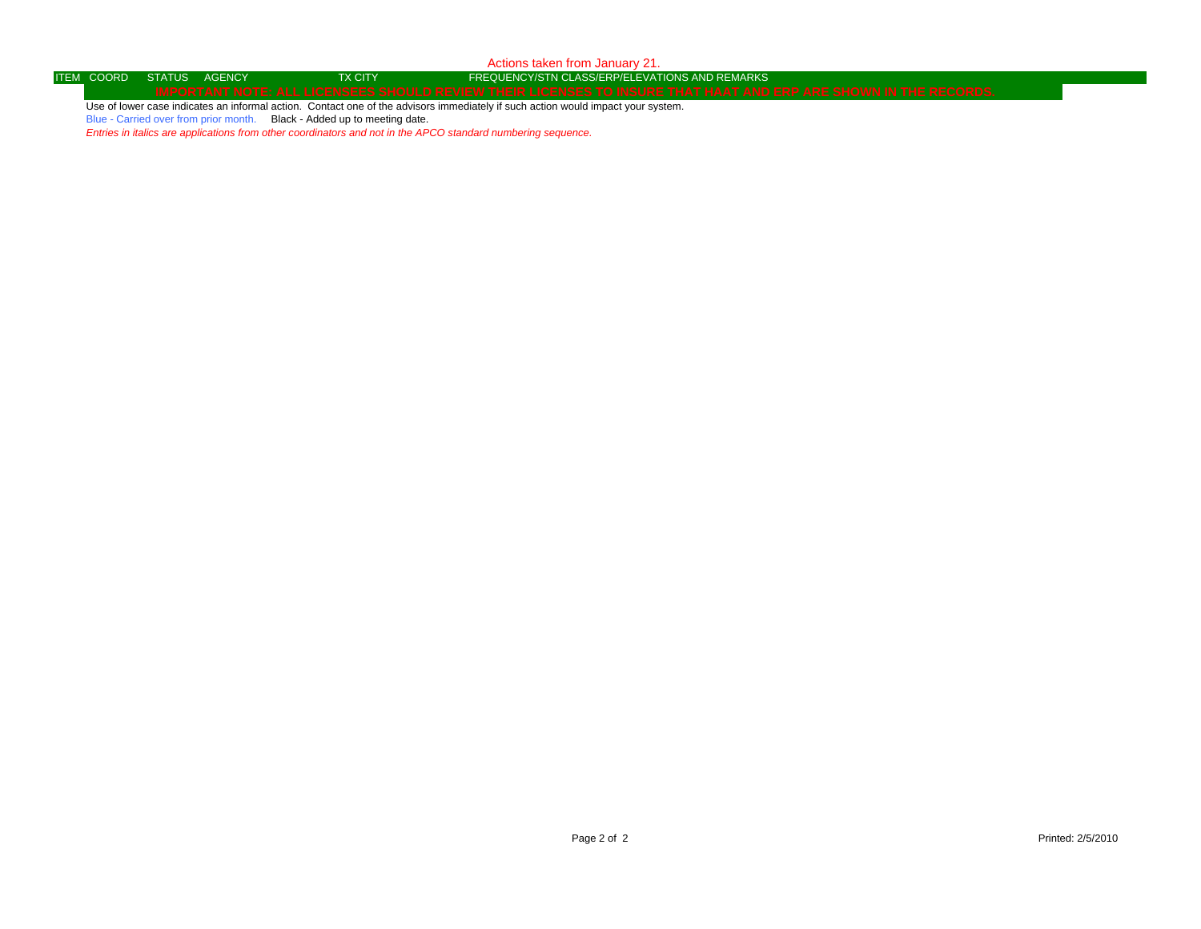Actions taken from January 21.

| ITEM | COORD | STATUS | AGENCY | TX CITY | FREQUENCY/STN CLASS/ERP/ELEVATIONS AND REMARKS |
|---|---|---|---|---|---|

**IMPORTANT NOTE: ALL LICENSEES SHOULD REVIEW THEIR LICENSES TO INSURE THAT HAAT AND ERP ARE SHOWN IN THE RECORDS.**

Use of lower case indicates an informal action. Contact one of the advisors immediately if such action would impact your system.

Blue - Carried over from prior month. Black - Added up to meeting date.

*Entries in italics are applications from other coordinators and not in the APCO standard numbering sequence.*

Printed: 2/5/2010